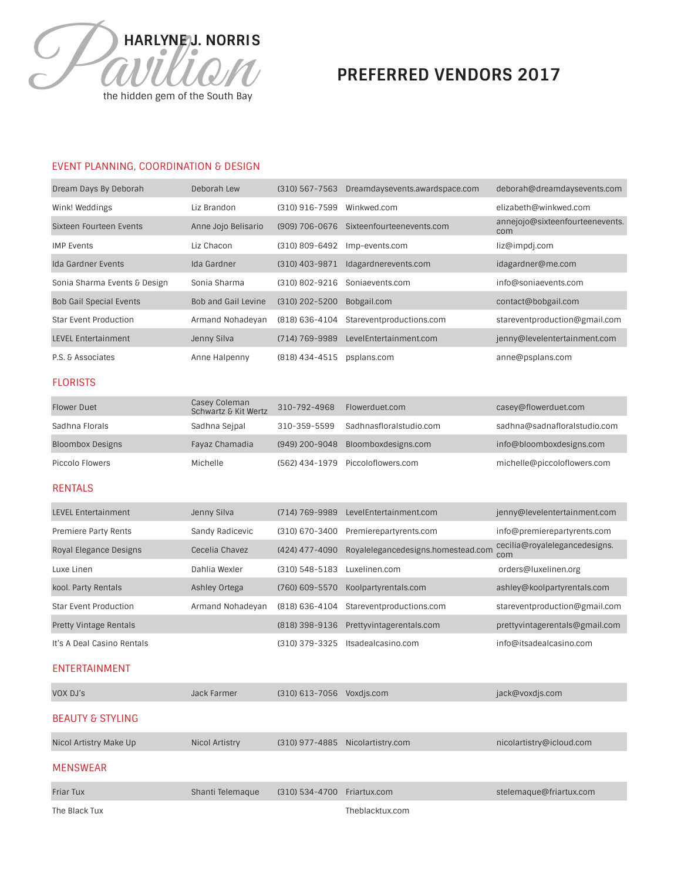HARLYNE J. NORRIS

Pavilion

the hidden gem of the South Bay

# PREFERRED VENDORS 2017

## EVENT PLANNING, COORDINATION & DESIGN

| | | | | |
|---|---|---|---|---|
| Dream Days By Deborah | Deborah Lew | (310) 567-7563 | Dreamdaysevents.awardspace.com | deborah@dreamdaysevents.com |
| Wink! Weddings | Liz Brandon | (310) 916-7599 | Winkwed.com | elizabeth@winkwed.com |
| Sixteen Fourteen Events | Anne Jojo Belisario | (909) 706-0676 | Sixteenfourteenevents.com | annejojo@sixteenfourteenevents.com |
| IMP Events | Liz Chacon | (310) 809-6492 | Imp-events.com | liz@impdj.com |
| Ida Gardner Events | Ida Gardner | (310) 403-9871 | Idagardnerevents.com | idagardner@me.com |
| Sonia Sharma Events & Design | Sonia Sharma | (310) 802-9216 | Soniaevents.com | info@soniaevents.com |
| Bob Gail Special Events | Bob and Gail Levine | (310) 202-5200 | Bobgail.com | contact@bobgail.com |
| Star Event Production | Armand Nohadeyan | (818) 636-4104 | Stareventproductions.com | stareventproduction@gmail.com |
| LEVEL Entertainment | Jenny Silva | (714) 769-9989 | LevelEntertainment.com | jenny@levelentertainment.com |
| P.S. & Associates | Anne Halpenny | (818) 434-4515 | psplans.com | anne@psplans.com |

## FLORISTS

| | | | | |
|---|---|---|---|---|
| Flower Duet | Casey Coleman Schwartz & Kit Wertz | 310-792-4968 | Flowerduet.com | casey@flowerduet.com |
| Sadhna Florals | Sadhna Sejpal | 310-359-5599 | Sadhnasfloralstudio.com | sadhna@sadnafloralstudio.com |
| Bloombox Designs | Fayaz Chamadia | (949) 200-9048 | Bloomboxdesigns.com | info@bloomboxdesigns.com |
| Piccolo Flowers | Michelle | (562) 434-1979 | Piccoloflowers.com | michelle@piccoloflowers.com |

## RENTALS

| | | | | |
|---|---|---|---|---|
| LEVEL Entertainment | Jenny Silva | (714) 769-9989 | LevelEntertainment.com | jenny@levelentertainment.com |
| Premiere Party Rents | Sandy Radicevic | (310) 670-3400 | Premierepartyrents.com | info@premierepartyrents.com |
| Royal Elegance Designs | Cecelia Chavez | (424) 477-4090 | Royalelegancedesigns.homestead.com | cecilia@royalelegancedesigns.com |
| Luxe Linen | Dahlia Wexler | (310) 548-5183 | Luxelinen.com | orders@luxelinen.org |
| kool. Party Rentals | Ashley Ortega | (760) 609-5570 | Koolpartyrentals.com | ashley@koolpartyrentals.com |
| Star Event Production | Armand Nohadeyan | (818) 636-4104 | Stareventproductions.com | stareventproduction@gmail.com |
| Pretty Vintage Rentals | | (818) 398-9136 | Prettyvintagerentals.com | prettyvintagerentals@gmail.com |
| It's A Deal Casino Rentals | | (310) 379-3325 | Itsadealcasino.com | info@itsadealcasino.com |

## ENTERTAINMENT

| | | | | |
|---|---|---|---|---|
| VOX DJ's | Jack Farmer | (310) 613-7056 | Voxdjs.com | jack@voxdjs.com |

## BEAUTY & STYLING

| | | | | |
|---|---|---|---|---|
| Nicol Artistry Make Up | Nicol Artistry | (310) 977-4885 | Nicolartistry.com | nicolartistry@icloud.com |

## MENSWEAR

| | | | | |
|---|---|---|---|---|
| Friar Tux | Shanti Telemaque | (310) 534-4700 | Friartux.com | stelemaque@friartux.com |
| The Black Tux | | | Theblacktux.com | |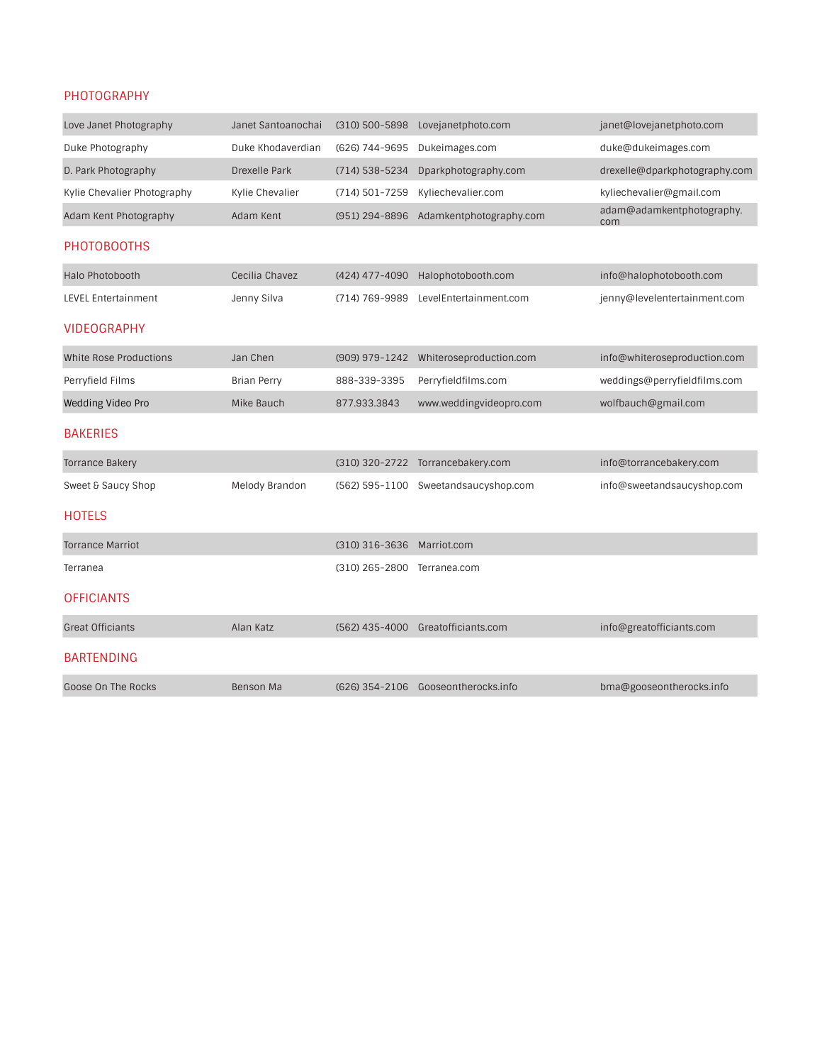## PHOTOGRAPHY

| | | | | |
|---|---|---|---|---|
| Love Janet Photography | Janet Santoanochai | (310) 500-5898 | Lovejanetphoto.com | janet@lovejanetphoto.com |
| Duke Photography | Duke Khodaverdian | (626) 744-9695 | Dukeimages.com | duke@dukeimages.com |
| D. Park Photography | Drexelle Park | (714) 538-5234 | Dparkphotography.com | drexelle@dparkphotography.com |
| Kylie Chevalier Photography | Kylie Chevalier | (714) 501-7259 | Kyliechevalier.com | kyliechevalier@gmail.com |
| Adam Kent Photography | Adam Kent | (951) 294-8896 | Adamkentphotography.com | adam@adamkentphotography.com |

## PHOTOBOOTHS

| | | | | |
|---|---|---|---|---|
| Halo Photobooth | Cecilia Chavez | (424) 477-4090 | Halophotobooth.com | info@halophotobooth.com |
| LEVEL Entertainment | Jenny Silva | (714) 769-9989 | LevelEntertainment.com | jenny@levelentertainment.com |

## VIDEOGRAPHY

| | | | | |
|---|---|---|---|---|
| White Rose Productions | Jan Chen | (909) 979-1242 | Whiteroseproduction.com | info@whiteroseproduction.com |
| Perryfield Films | Brian Perry | 888-339-3395 | Perryfieldfilms.com | weddings@perryfieldfilms.com |
| Wedding Video Pro | Mike Bauch | 877.933.3843 | www.weddingvideopro.com | wolfbauch@gmail.com |

## BAKERIES

| | | | | |
|---|---|---|---|---|
| Torrance Bakery | | (310) 320-2722 | Torrancebakery.com | info@torrancebakery.com |
| Sweet & Saucy Shop | Melody Brandon | (562) 595-1100 | Sweetandsaucyshop.com | info@sweetandsaucyshop.com |

## HOTELS

| | | | | |
|---|---|---|---|---|
| Torrance Marriot | | (310) 316-3636 | Marriot.com | |
| Terranea | | (310) 265-2800 | Terranea.com | |

## OFFICIANTS

| | | | | |
|---|---|---|---|---|
| Great Officiants | Alan Katz | (562) 435-4000 | Greatofficiants.com | info@greatofficiants.com |

## BARTENDING

| | | | | |
|---|---|---|---|---|
| Goose On The Rocks | Benson Ma | (626) 354-2106 | Gooseontherocks.info | bma@gooseontherocks.info |